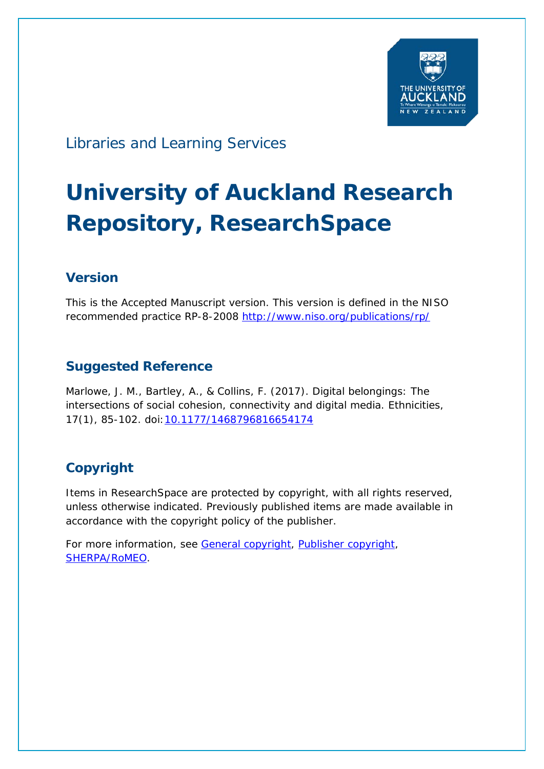Libraries and Learning Services

# University of Auckland Research Repository, ResearchSpace

## Version

This is the Accepted Manuscript version. This version is defined in the NISO recommended practice RP-8-2008 http://www.niso.org/publications/rp/

## Suggested Reference

Marlowe, J. M., Bartley, A., & Collins, F. (2017). Digital belongings: The intersections of social cohesion, connectivity and digital media. Ethnicities, 17(1), 85-102. doi:10.1177/1468796816654174

## Copyright

Items in ResearchSpace are protected by copyright, with all rights reserved, unless otherwise indicated. Previously published items are made available in accordance with the copyright policy of the publisher.

For more information, see General copyright, Publisher copyright, SHERPA/RoMEO.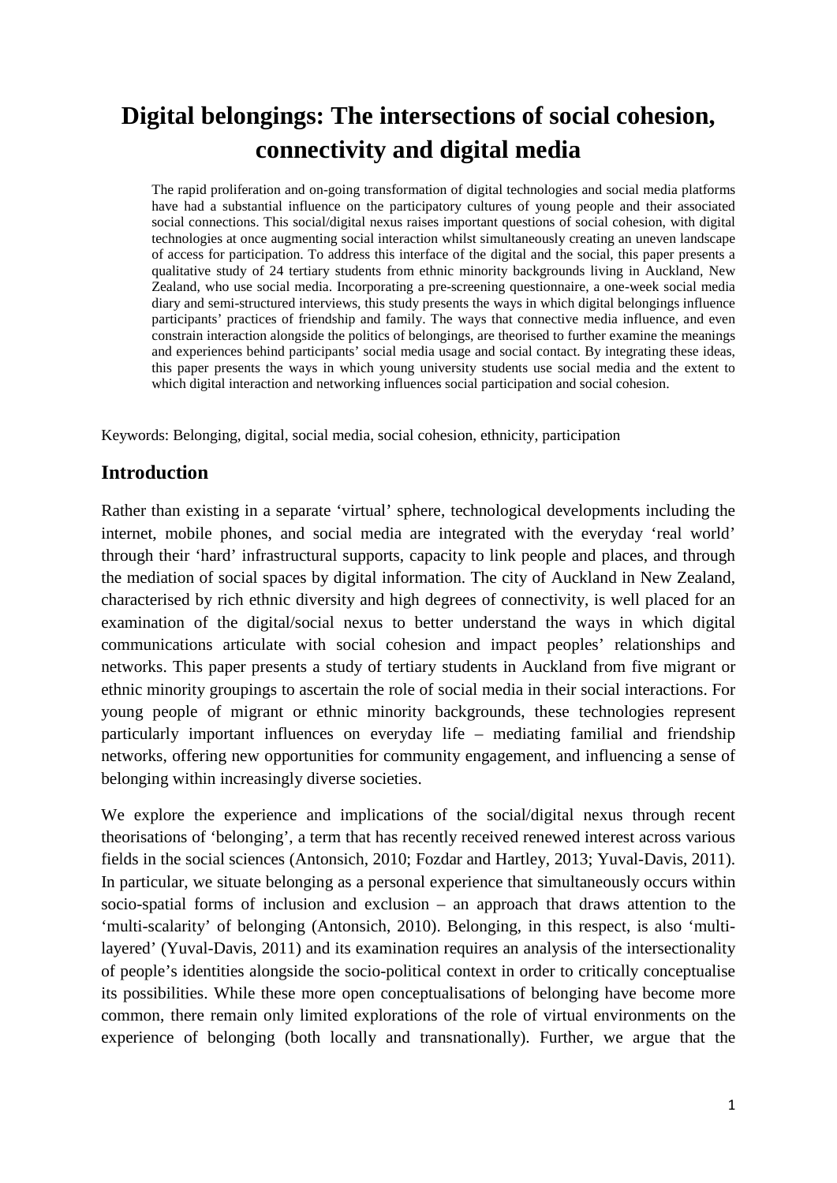# Digital belongings: The intersections of social cohesion, connectivity and digital media

The rapid proliferation and on-going transformation of digital technologies and social media platforms have had a substantial influence on the participatory cultures of young people and their associated social connections. This social/digital nexus raises important questions of social cohesion, with digital technologies at once augmenting social interaction whilst simultaneously creating an uneven landscape of access for participation. To address this interface of the digital and the social, this paper presents a qualitative study of 24 tertiary students from ethnic minority backgrounds living in Auckland, New Zealand, who use social media. Incorporating a pre-screening questionnaire, a one-week social media diary and semi-structured interviews, this study presents the ways in which digital belongings influence participants' practices of friendship and family. The ways that connective media influence, and even constrain interaction alongside the politics of belongings, are theorised to further examine the meanings and experiences behind participants' social media usage and social contact. By integrating these ideas, this paper presents the ways in which young university students use social media and the extent to which digital interaction and networking influences social participation and social cohesion.

Keywords: Belonging, digital, social media, social cohesion, ethnicity, participation

## Introduction

Rather than existing in a separate 'virtual' sphere, technological developments including the internet, mobile phones, and social media are integrated with the everyday 'real world' through their 'hard' infrastructural supports, capacity to link people and places, and through the mediation of social spaces by digital information. The city of Auckland in New Zealand, characterised by rich ethnic diversity and high degrees of connectivity, is well placed for an examination of the digital/social nexus to better understand the ways in which digital communications articulate with social cohesion and impact peoples' relationships and networks. This paper presents a study of tertiary students in Auckland from five migrant or ethnic minority groupings to ascertain the role of social media in their social interactions. For young people of migrant or ethnic minority backgrounds, these technologies represent particularly important influences on everyday life – mediating familial and friendship networks, offering new opportunities for community engagement, and influencing a sense of belonging within increasingly diverse societies.

We explore the experience and implications of the social/digital nexus through recent theorisations of 'belonging', a term that has recently received renewed interest across various fields in the social sciences (Antonsich, 2010; Fozdar and Hartley, 2013; Yuval-Davis, 2011). In particular, we situate belonging as a personal experience that simultaneously occurs within socio-spatial forms of inclusion and exclusion – an approach that draws attention to the 'multi-scalarity' of belonging (Antonsich, 2010). Belonging, in this respect, is also 'multi-layered' (Yuval-Davis, 2011) and its examination requires an analysis of the intersectionality of people's identities alongside the socio-political context in order to critically conceptualise its possibilities. While these more open conceptualisations of belonging have become more common, there remain only limited explorations of the role of virtual environments on the experience of belonging (both locally and transnationally). Further, we argue that the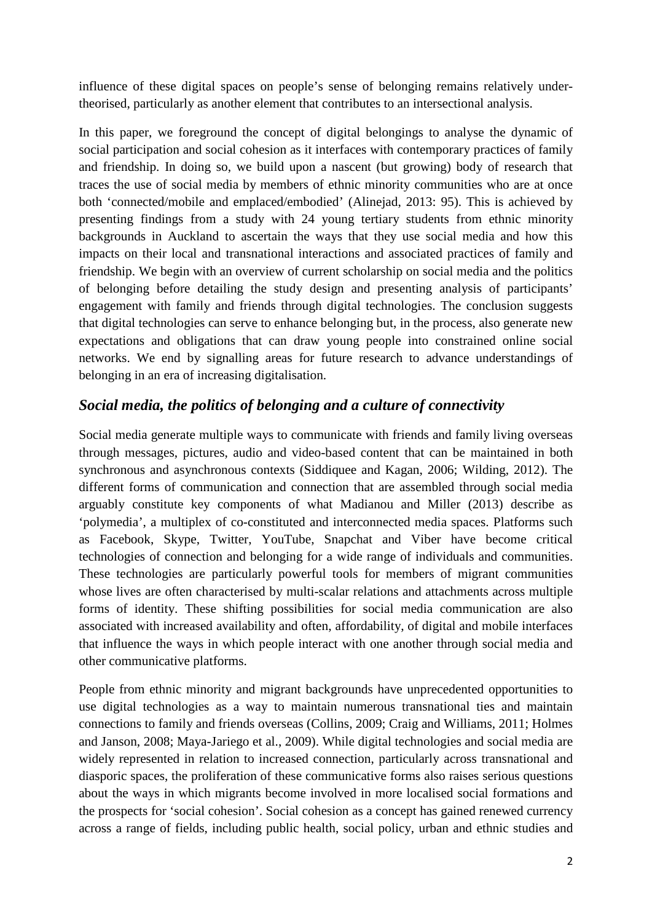influence of these digital spaces on people's sense of belonging remains relatively under-theorised, particularly as another element that contributes to an intersectional analysis.

In this paper, we foreground the concept of digital belongings to analyse the dynamic of social participation and social cohesion as it interfaces with contemporary practices of family and friendship. In doing so, we build upon a nascent (but growing) body of research that traces the use of social media by members of ethnic minority communities who are at once both 'connected/mobile and emplaced/embodied' (Alinejad, 2013: 95). This is achieved by presenting findings from a study with 24 young tertiary students from ethnic minority backgrounds in Auckland to ascertain the ways that they use social media and how this impacts on their local and transnational interactions and associated practices of family and friendship. We begin with an overview of current scholarship on social media and the politics of belonging before detailing the study design and presenting analysis of participants' engagement with family and friends through digital technologies. The conclusion suggests that digital technologies can serve to enhance belonging but, in the process, also generate new expectations and obligations that can draw young people into constrained online social networks. We end by signalling areas for future research to advance understandings of belonging in an era of increasing digitalisation.

## *Social media, the politics of belonging and a culture of connectivity*

Social media generate multiple ways to communicate with friends and family living overseas through messages, pictures, audio and video-based content that can be maintained in both synchronous and asynchronous contexts (Siddiquee and Kagan, 2006; Wilding, 2012). The different forms of communication and connection that are assembled through social media arguably constitute key components of what Madianou and Miller (2013) describe as 'polymedia', a multiplex of co-constituted and interconnected media spaces. Platforms such as Facebook, Skype, Twitter, YouTube, Snapchat and Viber have become critical technologies of connection and belonging for a wide range of individuals and communities. These technologies are particularly powerful tools for members of migrant communities whose lives are often characterised by multi-scalar relations and attachments across multiple forms of identity. These shifting possibilities for social media communication are also associated with increased availability and often, affordability, of digital and mobile interfaces that influence the ways in which people interact with one another through social media and other communicative platforms.

People from ethnic minority and migrant backgrounds have unprecedented opportunities to use digital technologies as a way to maintain numerous transnational ties and maintain connections to family and friends overseas (Collins, 2009; Craig and Williams, 2011; Holmes and Janson, 2008; Maya-Jariego et al., 2009). While digital technologies and social media are widely represented in relation to increased connection, particularly across transnational and diasporic spaces, the proliferation of these communicative forms also raises serious questions about the ways in which migrants become involved in more localised social formations and the prospects for 'social cohesion'. Social cohesion as a concept has gained renewed currency across a range of fields, including public health, social policy, urban and ethnic studies and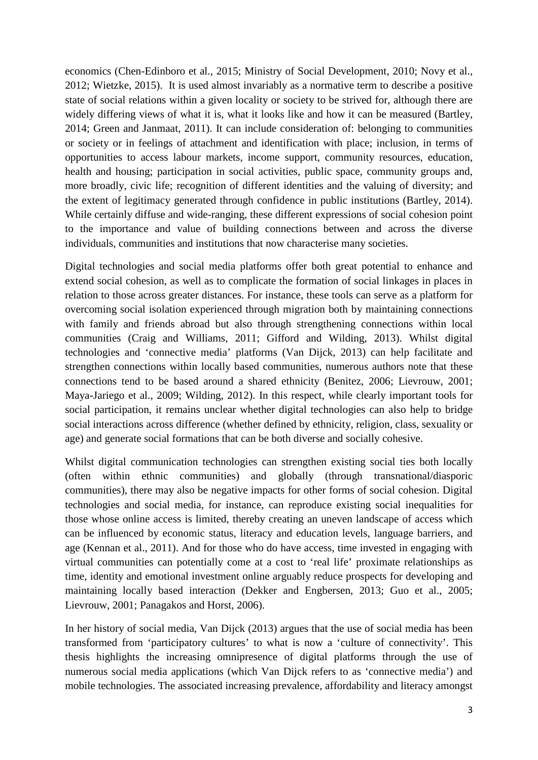economics (Chen-Edinboro et al., 2015; Ministry of Social Development, 2010; Novy et al., 2012; Wietzke, 2015). It is used almost invariably as a normative term to describe a positive state of social relations within a given locality or society to be strived for, although there are widely differing views of what it is, what it looks like and how it can be measured (Bartley, 2014; Green and Janmaat, 2011). It can include consideration of: belonging to communities or society or in feelings of attachment and identification with place; inclusion, in terms of opportunities to access labour markets, income support, community resources, education, health and housing; participation in social activities, public space, community groups and, more broadly, civic life; recognition of different identities and the valuing of diversity; and the extent of legitimacy generated through confidence in public institutions (Bartley, 2014). While certainly diffuse and wide-ranging, these different expressions of social cohesion point to the importance and value of building connections between and across the diverse individuals, communities and institutions that now characterise many societies.

Digital technologies and social media platforms offer both great potential to enhance and extend social cohesion, as well as to complicate the formation of social linkages in places in relation to those across greater distances. For instance, these tools can serve as a platform for overcoming social isolation experienced through migration both by maintaining connections with family and friends abroad but also through strengthening connections within local communities (Craig and Williams, 2011; Gifford and Wilding, 2013). Whilst digital technologies and 'connective media' platforms (Van Dijck, 2013) can help facilitate and strengthen connections within locally based communities, numerous authors note that these connections tend to be based around a shared ethnicity (Benitez, 2006; Lievrouw, 2001; Maya-Jariego et al., 2009; Wilding, 2012). In this respect, while clearly important tools for social participation, it remains unclear whether digital technologies can also help to bridge social interactions across difference (whether defined by ethnicity, religion, class, sexuality or age) and generate social formations that can be both diverse and socially cohesive.

Whilst digital communication technologies can strengthen existing social ties both locally (often within ethnic communities) and globally (through transnational/diasporic communities), there may also be negative impacts for other forms of social cohesion. Digital technologies and social media, for instance, can reproduce existing social inequalities for those whose online access is limited, thereby creating an uneven landscape of access which can be influenced by economic status, literacy and education levels, language barriers, and age (Kennan et al., 2011). And for those who do have access, time invested in engaging with virtual communities can potentially come at a cost to 'real life' proximate relationships as time, identity and emotional investment online arguably reduce prospects for developing and maintaining locally based interaction (Dekker and Engbersen, 2013; Guo et al., 2005; Lievrouw, 2001; Panagakos and Horst, 2006).

In her history of social media, Van Dijck (2013) argues that the use of social media has been transformed from 'participatory cultures' to what is now a 'culture of connectivity'. This thesis highlights the increasing omnipresence of digital platforms through the use of numerous social media applications (which Van Dijck refers to as 'connective media') and mobile technologies. The associated increasing prevalence, affordability and literacy amongst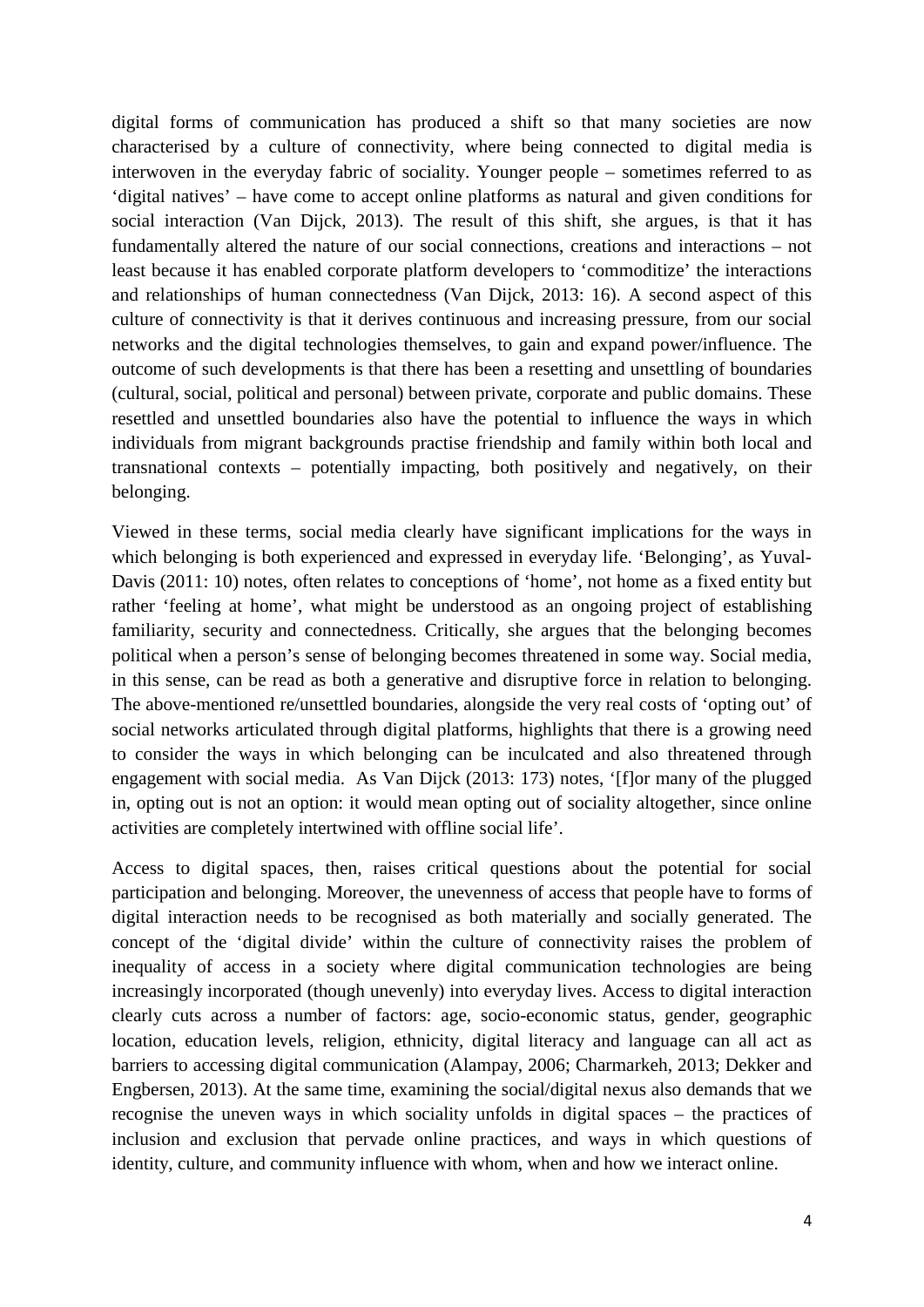digital forms of communication has produced a shift so that many societies are now characterised by a culture of connectivity, where being connected to digital media is interwoven in the everyday fabric of sociality. Younger people – sometimes referred to as 'digital natives' – have come to accept online platforms as natural and given conditions for social interaction (Van Dijck, 2013). The result of this shift, she argues, is that it has fundamentally altered the nature of our social connections, creations and interactions – not least because it has enabled corporate platform developers to 'commoditize' the interactions and relationships of human connectedness (Van Dijck, 2013: 16). A second aspect of this culture of connectivity is that it derives continuous and increasing pressure, from our social networks and the digital technologies themselves, to gain and expand power/influence. The outcome of such developments is that there has been a resetting and unsettling of boundaries (cultural, social, political and personal) between private, corporate and public domains. These resettled and unsettled boundaries also have the potential to influence the ways in which individuals from migrant backgrounds practise friendship and family within both local and transnational contexts – potentially impacting, both positively and negatively, on their belonging.

Viewed in these terms, social media clearly have significant implications for the ways in which belonging is both experienced and expressed in everyday life. 'Belonging', as Yuval-Davis (2011: 10) notes, often relates to conceptions of 'home', not home as a fixed entity but rather 'feeling at home', what might be understood as an ongoing project of establishing familiarity, security and connectedness. Critically, she argues that the belonging becomes political when a person's sense of belonging becomes threatened in some way. Social media, in this sense, can be read as both a generative and disruptive force in relation to belonging. The above-mentioned re/unsettled boundaries, alongside the very real costs of 'opting out' of social networks articulated through digital platforms, highlights that there is a growing need to consider the ways in which belonging can be inculcated and also threatened through engagement with social media. As Van Dijck (2013: 173) notes, '[f]or many of the plugged in, opting out is not an option: it would mean opting out of sociality altogether, since online activities are completely intertwined with offline social life'.

Access to digital spaces, then, raises critical questions about the potential for social participation and belonging. Moreover, the unevenness of access that people have to forms of digital interaction needs to be recognised as both materially and socially generated. The concept of the 'digital divide' within the culture of connectivity raises the problem of inequality of access in a society where digital communication technologies are being increasingly incorporated (though unevenly) into everyday lives. Access to digital interaction clearly cuts across a number of factors: age, socio-economic status, gender, geographic location, education levels, religion, ethnicity, digital literacy and language can all act as barriers to accessing digital communication (Alampay, 2006; Charmarkeh, 2013; Dekker and Engbersen, 2013). At the same time, examining the social/digital nexus also demands that we recognise the uneven ways in which sociality unfolds in digital spaces – the practices of inclusion and exclusion that pervade online practices, and ways in which questions of identity, culture, and community influence with whom, when and how we interact online.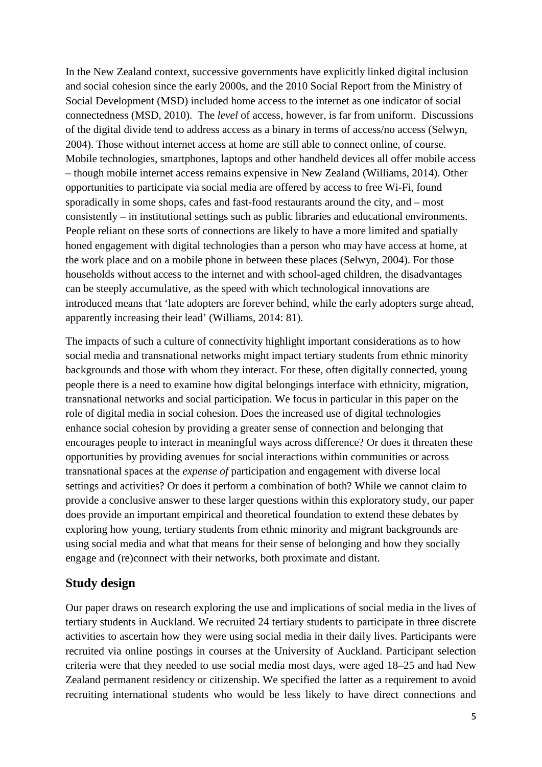In the New Zealand context, successive governments have explicitly linked digital inclusion and social cohesion since the early 2000s, and the 2010 Social Report from the Ministry of Social Development (MSD) included home access to the internet as one indicator of social connectedness (MSD, 2010). The *level* of access, however, is far from uniform. Discussions of the digital divide tend to address access as a binary in terms of access/no access (Selwyn, 2004). Those without internet access at home are still able to connect online, of course. Mobile technologies, smartphones, laptops and other handheld devices all offer mobile access – though mobile internet access remains expensive in New Zealand (Williams, 2014). Other opportunities to participate via social media are offered by access to free Wi-Fi, found sporadically in some shops, cafes and fast-food restaurants around the city, and – most consistently – in institutional settings such as public libraries and educational environments. People reliant on these sorts of connections are likely to have a more limited and spatially honed engagement with digital technologies than a person who may have access at home, at the work place and on a mobile phone in between these places (Selwyn, 2004). For those households without access to the internet and with school-aged children, the disadvantages can be steeply accumulative, as the speed with which technological innovations are introduced means that 'late adopters are forever behind, while the early adopters surge ahead, apparently increasing their lead' (Williams, 2014: 81).

The impacts of such a culture of connectivity highlight important considerations as to how social media and transnational networks might impact tertiary students from ethnic minority backgrounds and those with whom they interact. For these, often digitally connected, young people there is a need to examine how digital belongings interface with ethnicity, migration, transnational networks and social participation. We focus in particular in this paper on the role of digital media in social cohesion. Does the increased use of digital technologies enhance social cohesion by providing a greater sense of connection and belonging that encourages people to interact in meaningful ways across difference? Or does it threaten these opportunities by providing avenues for social interactions within communities or across transnational spaces at the *expense of* participation and engagement with diverse local settings and activities? Or does it perform a combination of both? While we cannot claim to provide a conclusive answer to these larger questions within this exploratory study, our paper does provide an important empirical and theoretical foundation to extend these debates by exploring how young, tertiary students from ethnic minority and migrant backgrounds are using social media and what that means for their sense of belonging and how they socially engage and (re)connect with their networks, both proximate and distant.

## Study design

Our paper draws on research exploring the use and implications of social media in the lives of tertiary students in Auckland. We recruited 24 tertiary students to participate in three discrete activities to ascertain how they were using social media in their daily lives. Participants were recruited via online postings in courses at the University of Auckland. Participant selection criteria were that they needed to use social media most days, were aged 18–25 and had New Zealand permanent residency or citizenship. We specified the latter as a requirement to avoid recruiting international students who would be less likely to have direct connections and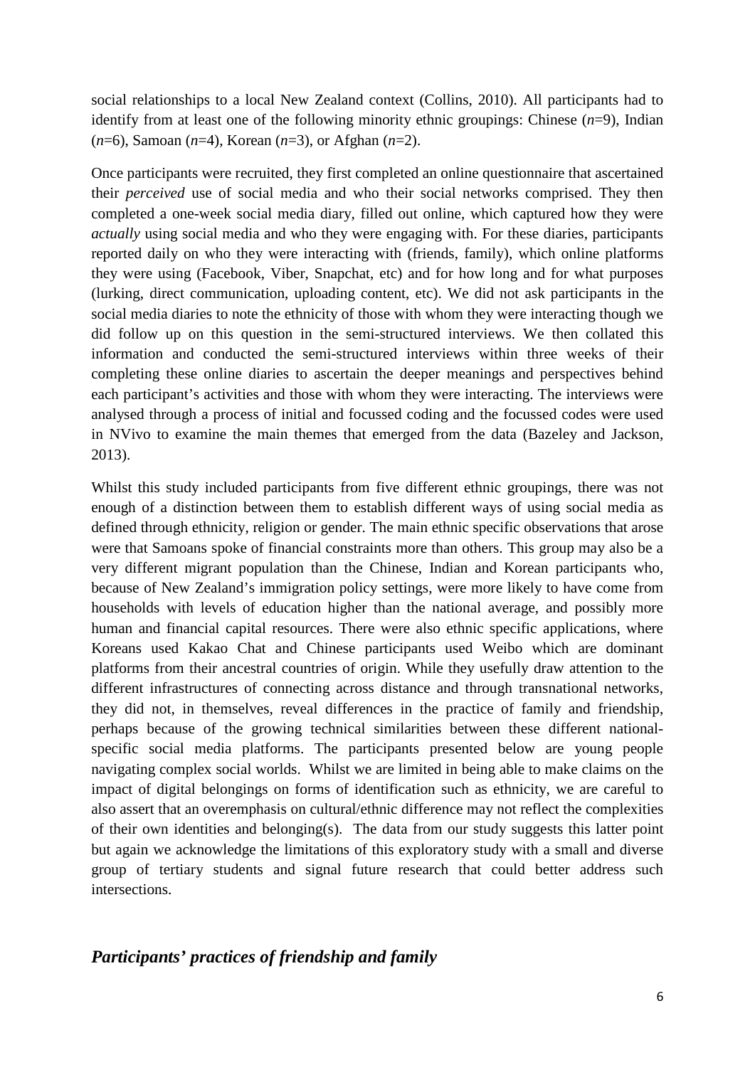social relationships to a local New Zealand context (Collins, 2010). All participants had to identify from at least one of the following minority ethnic groupings: Chinese (*n*=9), Indian (*n*=6), Samoan (*n*=4), Korean (*n*=3), or Afghan (*n*=2).

Once participants were recruited, they first completed an online questionnaire that ascertained their *perceived* use of social media and who their social networks comprised. They then completed a one-week social media diary, filled out online, which captured how they were *actually* using social media and who they were engaging with. For these diaries, participants reported daily on who they were interacting with (friends, family), which online platforms they were using (Facebook, Viber, Snapchat, etc) and for how long and for what purposes (lurking, direct communication, uploading content, etc). We did not ask participants in the social media diaries to note the ethnicity of those with whom they were interacting though we did follow up on this question in the semi-structured interviews. We then collated this information and conducted the semi-structured interviews within three weeks of their completing these online diaries to ascertain the deeper meanings and perspectives behind each participant's activities and those with whom they were interacting. The interviews were analysed through a process of initial and focussed coding and the focussed codes were used in NVivo to examine the main themes that emerged from the data (Bazeley and Jackson, 2013).

Whilst this study included participants from five different ethnic groupings, there was not enough of a distinction between them to establish different ways of using social media as defined through ethnicity, religion or gender. The main ethnic specific observations that arose were that Samoans spoke of financial constraints more than others. This group may also be a very different migrant population than the Chinese, Indian and Korean participants who, because of New Zealand's immigration policy settings, were more likely to have come from households with levels of education higher than the national average, and possibly more human and financial capital resources. There were also ethnic specific applications, where Koreans used Kakao Chat and Chinese participants used Weibo which are dominant platforms from their ancestral countries of origin. While they usefully draw attention to the different infrastructures of connecting across distance and through transnational networks, they did not, in themselves, reveal differences in the practice of family and friendship, perhaps because of the growing technical similarities between these different national-specific social media platforms. The participants presented below are young people navigating complex social worlds. Whilst we are limited in being able to make claims on the impact of digital belongings on forms of identification such as ethnicity, we are careful to also assert that an overemphasis on cultural/ethnic difference may not reflect the complexities of their own identities and belonging(s). The data from our study suggests this latter point but again we acknowledge the limitations of this exploratory study with a small and diverse group of tertiary students and signal future research that could better address such intersections.

## *Participants' practices of friendship and family*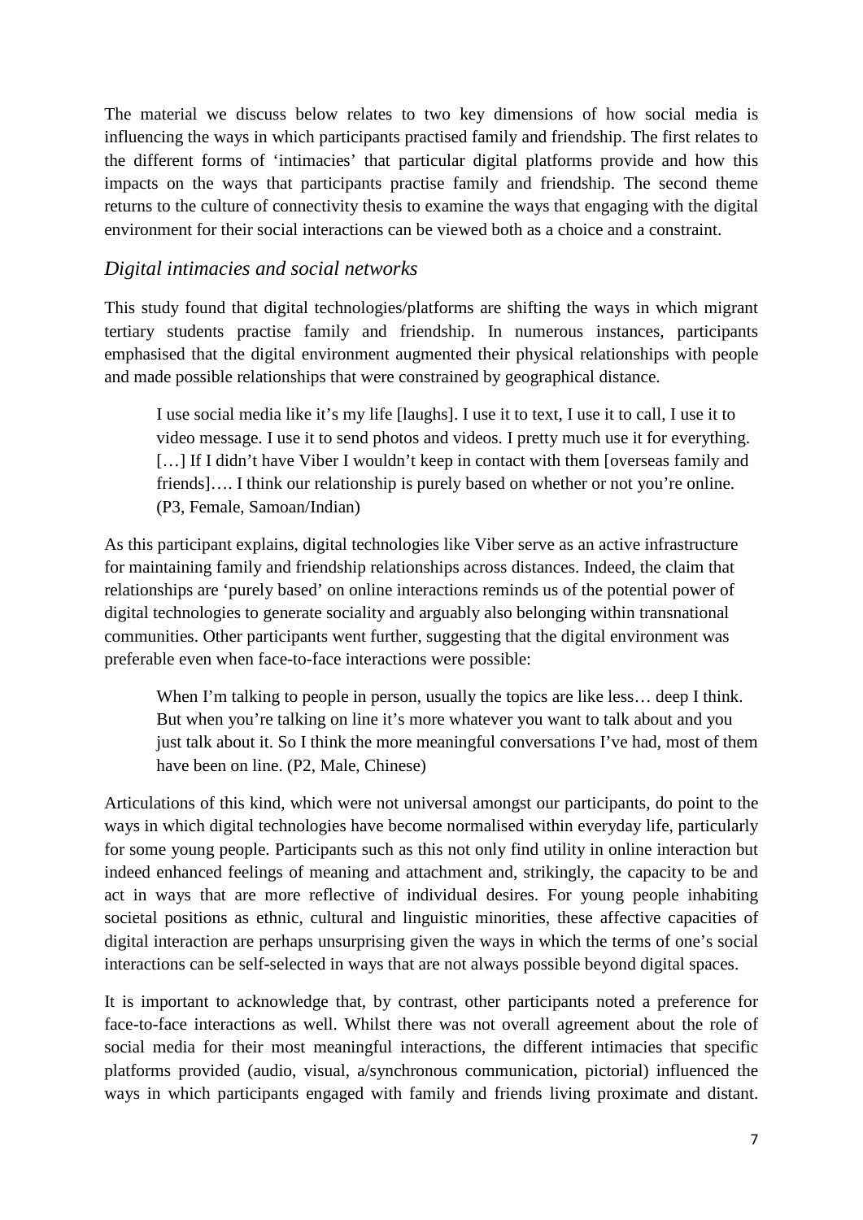The material we discuss below relates to two key dimensions of how social media is influencing the ways in which participants practised family and friendship. The first relates to the different forms of 'intimacies' that particular digital platforms provide and how this impacts on the ways that participants practise family and friendship. The second theme returns to the culture of connectivity thesis to examine the ways that engaging with the digital environment for their social interactions can be viewed both as a choice and a constraint.

## *Digital intimacies and social networks*

This study found that digital technologies/platforms are shifting the ways in which migrant tertiary students practise family and friendship. In numerous instances, participants emphasised that the digital environment augmented their physical relationships with people and made possible relationships that were constrained by geographical distance.

> I use social media like it's my life [laughs]. I use it to text, I use it to call, I use it to video message. I use it to send photos and videos. I pretty much use it for everything. […] If I didn't have Viber I wouldn't keep in contact with them [overseas family and friends]…. I think our relationship is purely based on whether or not you're online. (P3, Female, Samoan/Indian)

As this participant explains, digital technologies like Viber serve as an active infrastructure for maintaining family and friendship relationships across distances. Indeed, the claim that relationships are 'purely based' on online interactions reminds us of the potential power of digital technologies to generate sociality and arguably also belonging within transnational communities. Other participants went further, suggesting that the digital environment was preferable even when face-to-face interactions were possible:

> When I'm talking to people in person, usually the topics are like less… deep I think. But when you're talking on line it's more whatever you want to talk about and you just talk about it. So I think the more meaningful conversations I've had, most of them have been on line. (P2, Male, Chinese)

Articulations of this kind, which were not universal amongst our participants, do point to the ways in which digital technologies have become normalised within everyday life, particularly for some young people. Participants such as this not only find utility in online interaction but indeed enhanced feelings of meaning and attachment and, strikingly, the capacity to be and act in ways that are more reflective of individual desires. For young people inhabiting societal positions as ethnic, cultural and linguistic minorities, these affective capacities of digital interaction are perhaps unsurprising given the ways in which the terms of one's social interactions can be self-selected in ways that are not always possible beyond digital spaces.

It is important to acknowledge that, by contrast, other participants noted a preference for face-to-face interactions as well. Whilst there was not overall agreement about the role of social media for their most meaningful interactions, the different intimacies that specific platforms provided (audio, visual, a/synchronous communication, pictorial) influenced the ways in which participants engaged with family and friends living proximate and distant.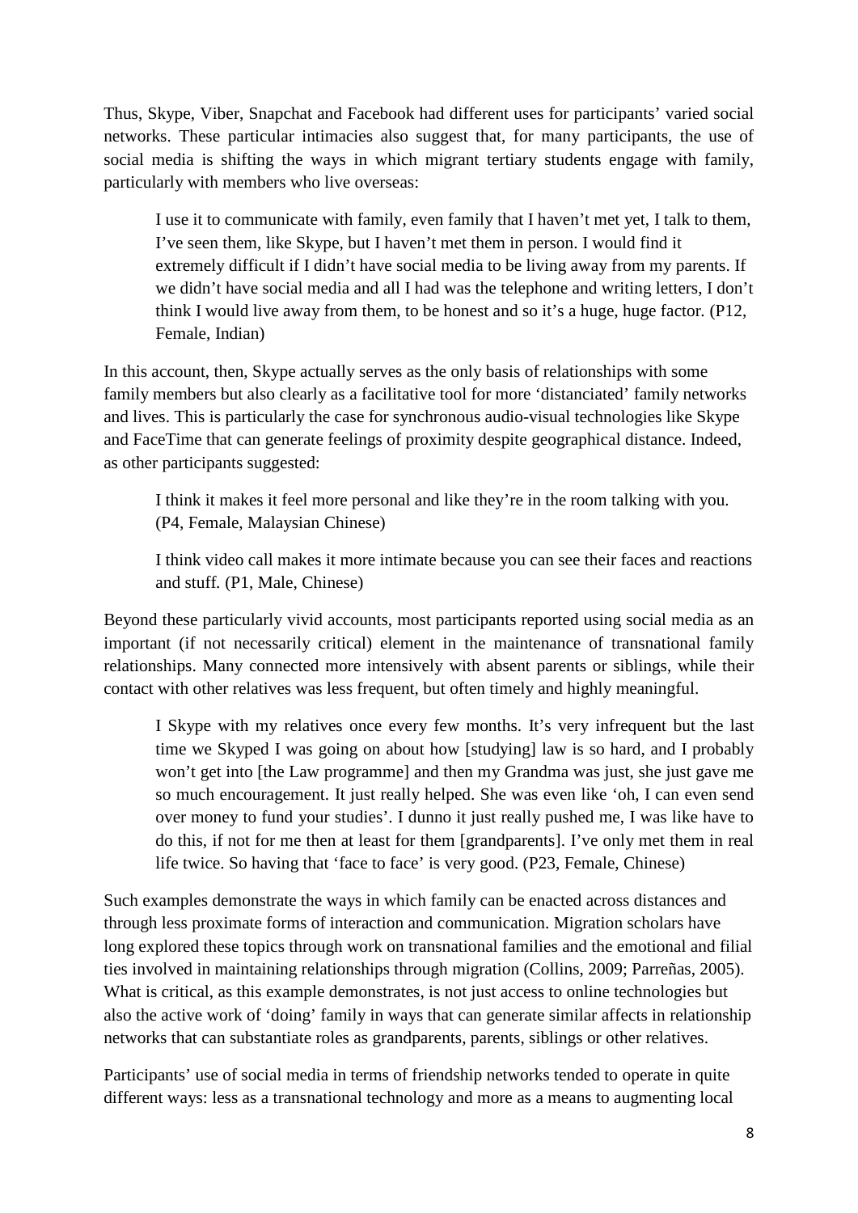Thus, Skype, Viber, Snapchat and Facebook had different uses for participants' varied social networks. These particular intimacies also suggest that, for many participants, the use of social media is shifting the ways in which migrant tertiary students engage with family, particularly with members who live overseas:

> I use it to communicate with family, even family that I haven't met yet, I talk to them, I've seen them, like Skype, but I haven't met them in person. I would find it extremely difficult if I didn't have social media to be living away from my parents. If we didn't have social media and all I had was the telephone and writing letters, I don't think I would live away from them, to be honest and so it's a huge, huge factor. (P12, Female, Indian)

In this account, then, Skype actually serves as the only basis of relationships with some family members but also clearly as a facilitative tool for more 'distanciated' family networks and lives. This is particularly the case for synchronous audio-visual technologies like Skype and FaceTime that can generate feelings of proximity despite geographical distance. Indeed, as other participants suggested:

> I think it makes it feel more personal and like they're in the room talking with you. (P4, Female, Malaysian Chinese)

> I think video call makes it more intimate because you can see their faces and reactions and stuff. (P1, Male, Chinese)

Beyond these particularly vivid accounts, most participants reported using social media as an important (if not necessarily critical) element in the maintenance of transnational family relationships. Many connected more intensively with absent parents or siblings, while their contact with other relatives was less frequent, but often timely and highly meaningful.

> I Skype with my relatives once every few months. It's very infrequent but the last time we Skyped I was going on about how [studying] law is so hard, and I probably won't get into [the Law programme] and then my Grandma was just, she just gave me so much encouragement. It just really helped. She was even like 'oh, I can even send over money to fund your studies'. I dunno it just really pushed me, I was like have to do this, if not for me then at least for them [grandparents]. I've only met them in real life twice. So having that 'face to face' is very good. (P23, Female, Chinese)

Such examples demonstrate the ways in which family can be enacted across distances and through less proximate forms of interaction and communication. Migration scholars have long explored these topics through work on transnational families and the emotional and filial ties involved in maintaining relationships through migration (Collins, 2009; Parreñas, 2005). What is critical, as this example demonstrates, is not just access to online technologies but also the active work of 'doing' family in ways that can generate similar affects in relationship networks that can substantiate roles as grandparents, parents, siblings or other relatives.

Participants' use of social media in terms of friendship networks tended to operate in quite different ways: less as a transnational technology and more as a means to augmenting local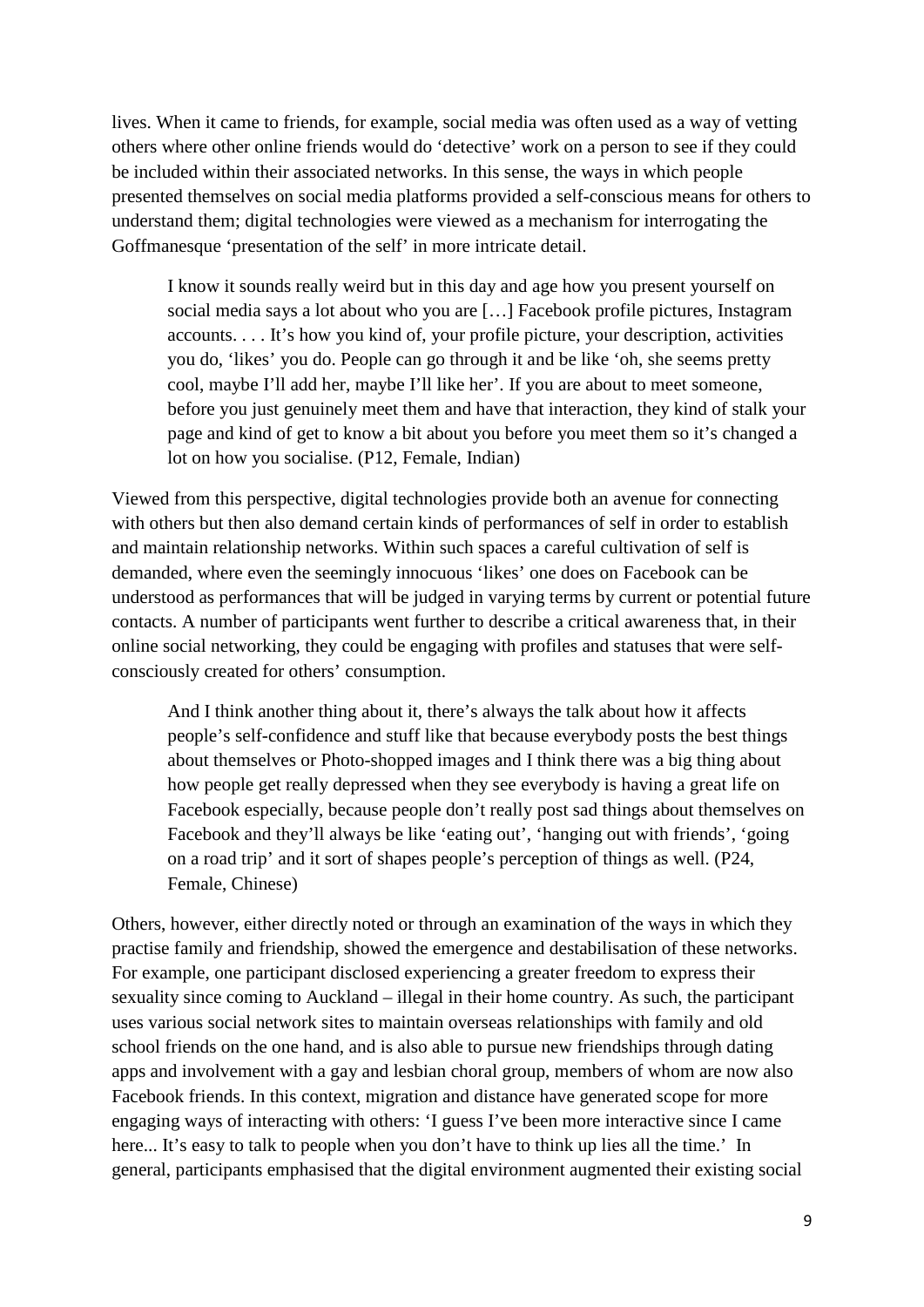lives. When it came to friends, for example, social media was often used as a way of vetting others where other online friends would do 'detective' work on a person to see if they could be included within their associated networks. In this sense, the ways in which people presented themselves on social media platforms provided a self-conscious means for others to understand them; digital technologies were viewed as a mechanism for interrogating the Goffmanesque 'presentation of the self' in more intricate detail.

> I know it sounds really weird but in this day and age how you present yourself on social media says a lot about who you are […] Facebook profile pictures, Instagram accounts. . . . It's how you kind of, your profile picture, your description, activities you do, 'likes' you do. People can go through it and be like 'oh, she seems pretty cool, maybe I'll add her, maybe I'll like her'. If you are about to meet someone, before you just genuinely meet them and have that interaction, they kind of stalk your page and kind of get to know a bit about you before you meet them so it's changed a lot on how you socialise. (P12, Female, Indian)

Viewed from this perspective, digital technologies provide both an avenue for connecting with others but then also demand certain kinds of performances of self in order to establish and maintain relationship networks. Within such spaces a careful cultivation of self is demanded, where even the seemingly innocuous 'likes' one does on Facebook can be understood as performances that will be judged in varying terms by current or potential future contacts. A number of participants went further to describe a critical awareness that, in their online social networking, they could be engaging with profiles and statuses that were self-consciously created for others' consumption.

> And I think another thing about it, there's always the talk about how it affects people's self-confidence and stuff like that because everybody posts the best things about themselves or Photo-shopped images and I think there was a big thing about how people get really depressed when they see everybody is having a great life on Facebook especially, because people don't really post sad things about themselves on Facebook and they'll always be like 'eating out', 'hanging out with friends', 'going on a road trip' and it sort of shapes people's perception of things as well. (P24, Female, Chinese)

Others, however, either directly noted or through an examination of the ways in which they practise family and friendship, showed the emergence and destabilisation of these networks. For example, one participant disclosed experiencing a greater freedom to express their sexuality since coming to Auckland – illegal in their home country. As such, the participant uses various social network sites to maintain overseas relationships with family and old school friends on the one hand, and is also able to pursue new friendships through dating apps and involvement with a gay and lesbian choral group, members of whom are now also Facebook friends. In this context, migration and distance have generated scope for more engaging ways of interacting with others: 'I guess I've been more interactive since I came here... It's easy to talk to people when you don't have to think up lies all the time.' In general, participants emphasised that the digital environment augmented their existing social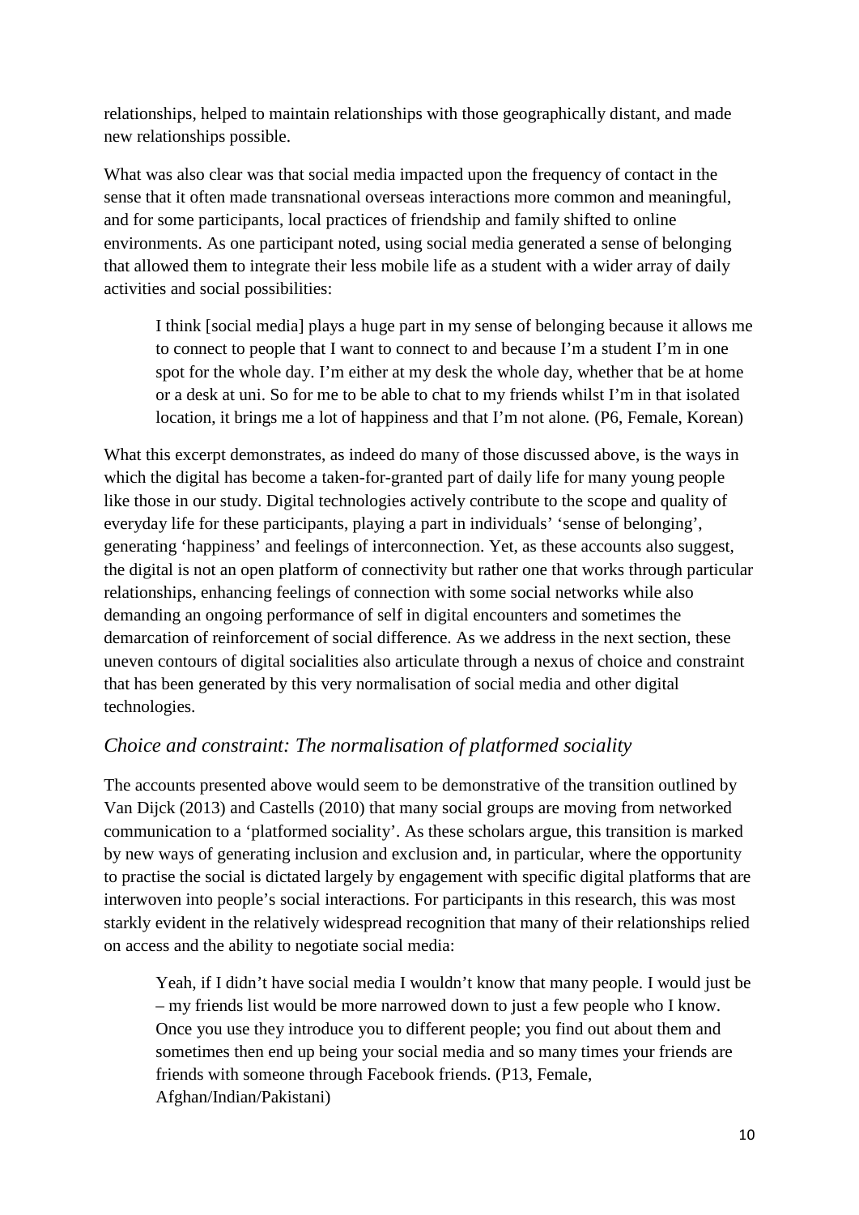relationships, helped to maintain relationships with those geographically distant, and made new relationships possible.

What was also clear was that social media impacted upon the frequency of contact in the sense that it often made transnational overseas interactions more common and meaningful, and for some participants, local practices of friendship and family shifted to online environments. As one participant noted, using social media generated a sense of belonging that allowed them to integrate their less mobile life as a student with a wider array of daily activities and social possibilities:

> I think [social media] plays a huge part in my sense of belonging because it allows me to connect to people that I want to connect to and because I'm a student I'm in one spot for the whole day. I'm either at my desk the whole day, whether that be at home or a desk at uni. So for me to be able to chat to my friends whilst I'm in that isolated location, it brings me a lot of happiness and that I'm not alone*.* (P6, Female, Korean)

What this excerpt demonstrates, as indeed do many of those discussed above, is the ways in which the digital has become a taken-for-granted part of daily life for many young people like those in our study. Digital technologies actively contribute to the scope and quality of everyday life for these participants, playing a part in individuals' 'sense of belonging', generating 'happiness' and feelings of interconnection. Yet, as these accounts also suggest, the digital is not an open platform of connectivity but rather one that works through particular relationships, enhancing feelings of connection with some social networks while also demanding an ongoing performance of self in digital encounters and sometimes the demarcation of reinforcement of social difference. As we address in the next section, these uneven contours of digital socialities also articulate through a nexus of choice and constraint that has been generated by this very normalisation of social media and other digital technologies.

## *Choice and constraint: The normalisation of platformed sociality*

The accounts presented above would seem to be demonstrative of the transition outlined by Van Dijck (2013) and Castells (2010) that many social groups are moving from networked communication to a 'platformed sociality'. As these scholars argue, this transition is marked by new ways of generating inclusion and exclusion and, in particular, where the opportunity to practise the social is dictated largely by engagement with specific digital platforms that are interwoven into people's social interactions. For participants in this research, this was most starkly evident in the relatively widespread recognition that many of their relationships relied on access and the ability to negotiate social media:

> Yeah, if I didn't have social media I wouldn't know that many people. I would just be – my friends list would be more narrowed down to just a few people who I know. Once you use they introduce you to different people; you find out about them and sometimes then end up being your social media and so many times your friends are friends with someone through Facebook friends. (P13, Female, Afghan/Indian/Pakistani)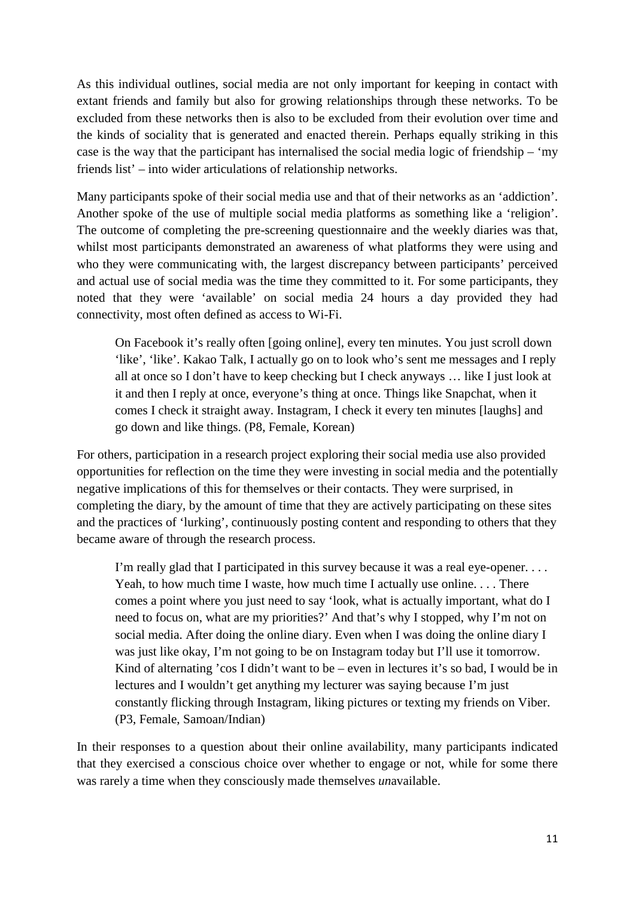As this individual outlines, social media are not only important for keeping in contact with extant friends and family but also for growing relationships through these networks. To be excluded from these networks then is also to be excluded from their evolution over time and the kinds of sociality that is generated and enacted therein. Perhaps equally striking in this case is the way that the participant has internalised the social media logic of friendship – 'my friends list' – into wider articulations of relationship networks.

Many participants spoke of their social media use and that of their networks as an 'addiction'. Another spoke of the use of multiple social media platforms as something like a 'religion'. The outcome of completing the pre-screening questionnaire and the weekly diaries was that, whilst most participants demonstrated an awareness of what platforms they were using and who they were communicating with, the largest discrepancy between participants' perceived and actual use of social media was the time they committed to it. For some participants, they noted that they were 'available' on social media 24 hours a day provided they had connectivity, most often defined as access to Wi-Fi.

> On Facebook it's really often [going online], every ten minutes. You just scroll down 'like', 'like'. Kakao Talk, I actually go on to look who's sent me messages and I reply all at once so I don't have to keep checking but I check anyways … like I just look at it and then I reply at once, everyone's thing at once. Things like Snapchat, when it comes I check it straight away. Instagram, I check it every ten minutes [laughs] and go down and like things. (P8, Female, Korean)

For others, participation in a research project exploring their social media use also provided opportunities for reflection on the time they were investing in social media and the potentially negative implications of this for themselves or their contacts. They were surprised, in completing the diary, by the amount of time that they are actively participating on these sites and the practices of 'lurking', continuously posting content and responding to others that they became aware of through the research process.

> I'm really glad that I participated in this survey because it was a real eye-opener. . . . Yeah, to how much time I waste, how much time I actually use online. . . . There comes a point where you just need to say 'look, what is actually important, what do I need to focus on, what are my priorities?' And that's why I stopped, why I'm not on social media. After doing the online diary. Even when I was doing the online diary I was just like okay, I'm not going to be on Instagram today but I'll use it tomorrow. Kind of alternating 'cos I didn't want to be – even in lectures it's so bad, I would be in lectures and I wouldn't get anything my lecturer was saying because I'm just constantly flicking through Instagram, liking pictures or texting my friends on Viber. (P3, Female, Samoan/Indian)

In their responses to a question about their online availability, many participants indicated that they exercised a conscious choice over whether to engage or not, while for some there was rarely a time when they consciously made themselves *un*available.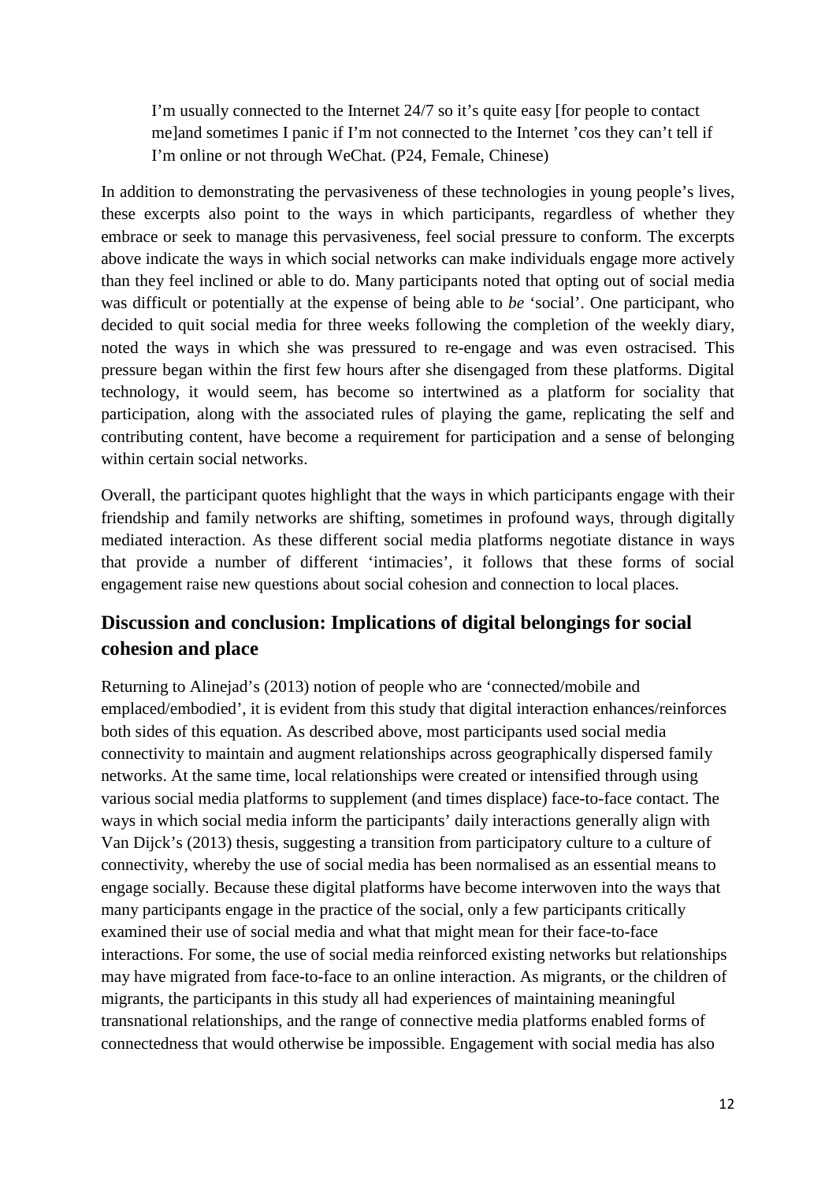> I'm usually connected to the Internet 24/7 so it's quite easy [for people to contact me]and sometimes I panic if I'm not connected to the Internet 'cos they can't tell if I'm online or not through WeChat. (P24, Female, Chinese)

In addition to demonstrating the pervasiveness of these technologies in young people's lives, these excerpts also point to the ways in which participants, regardless of whether they embrace or seek to manage this pervasiveness, feel social pressure to conform. The excerpts above indicate the ways in which social networks can make individuals engage more actively than they feel inclined or able to do. Many participants noted that opting out of social media was difficult or potentially at the expense of being able to *be* 'social'. One participant, who decided to quit social media for three weeks following the completion of the weekly diary, noted the ways in which she was pressured to re-engage and was even ostracised. This pressure began within the first few hours after she disengaged from these platforms. Digital technology, it would seem, has become so intertwined as a platform for sociality that participation, along with the associated rules of playing the game, replicating the self and contributing content, have become a requirement for participation and a sense of belonging within certain social networks.

Overall, the participant quotes highlight that the ways in which participants engage with their friendship and family networks are shifting, sometimes in profound ways, through digitally mediated interaction. As these different social media platforms negotiate distance in ways that provide a number of different 'intimacies', it follows that these forms of social engagement raise new questions about social cohesion and connection to local places.

## Discussion and conclusion: Implications of digital belongings for social cohesion and place

Returning to Alinejad's (2013) notion of people who are 'connected/mobile and emplaced/embodied', it is evident from this study that digital interaction enhances/reinforces both sides of this equation. As described above, most participants used social media connectivity to maintain and augment relationships across geographically dispersed family networks. At the same time, local relationships were created or intensified through using various social media platforms to supplement (and times displace) face-to-face contact. The ways in which social media inform the participants' daily interactions generally align with Van Dijck's (2013) thesis, suggesting a transition from participatory culture to a culture of connectivity, whereby the use of social media has been normalised as an essential means to engage socially. Because these digital platforms have become interwoven into the ways that many participants engage in the practice of the social, only a few participants critically examined their use of social media and what that might mean for their face-to-face interactions. For some, the use of social media reinforced existing networks but relationships may have migrated from face-to-face to an online interaction. As migrants, or the children of migrants, the participants in this study all had experiences of maintaining meaningful transnational relationships, and the range of connective media platforms enabled forms of connectedness that would otherwise be impossible. Engagement with social media has also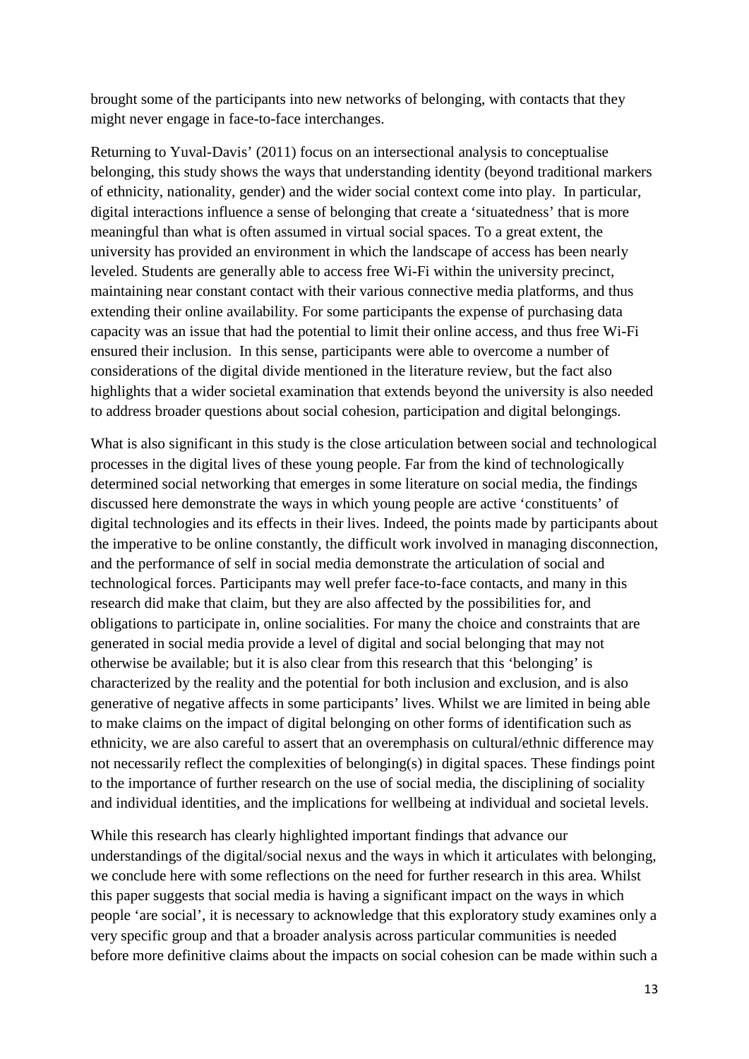brought some of the participants into new networks of belonging, with contacts that they might never engage in face-to-face interchanges.

Returning to Yuval-Davis' (2011) focus on an intersectional analysis to conceptualise belonging, this study shows the ways that understanding identity (beyond traditional markers of ethnicity, nationality, gender) and the wider social context come into play. In particular, digital interactions influence a sense of belonging that create a 'situatedness' that is more meaningful than what is often assumed in virtual social spaces. To a great extent, the university has provided an environment in which the landscape of access has been nearly leveled. Students are generally able to access free Wi-Fi within the university precinct, maintaining near constant contact with their various connective media platforms, and thus extending their online availability. For some participants the expense of purchasing data capacity was an issue that had the potential to limit their online access, and thus free Wi-Fi ensured their inclusion. In this sense, participants were able to overcome a number of considerations of the digital divide mentioned in the literature review, but the fact also highlights that a wider societal examination that extends beyond the university is also needed to address broader questions about social cohesion, participation and digital belongings.

What is also significant in this study is the close articulation between social and technological processes in the digital lives of these young people. Far from the kind of technologically determined social networking that emerges in some literature on social media, the findings discussed here demonstrate the ways in which young people are active 'constituents' of digital technologies and its effects in their lives. Indeed, the points made by participants about the imperative to be online constantly, the difficult work involved in managing disconnection, and the performance of self in social media demonstrate the articulation of social and technological forces. Participants may well prefer face-to-face contacts, and many in this research did make that claim, but they are also affected by the possibilities for, and obligations to participate in, online socialities. For many the choice and constraints that are generated in social media provide a level of digital and social belonging that may not otherwise be available; but it is also clear from this research that this 'belonging' is characterized by the reality and the potential for both inclusion and exclusion, and is also generative of negative affects in some participants' lives. Whilst we are limited in being able to make claims on the impact of digital belonging on other forms of identification such as ethnicity, we are also careful to assert that an overemphasis on cultural/ethnic difference may not necessarily reflect the complexities of belonging(s) in digital spaces. These findings point to the importance of further research on the use of social media, the disciplining of sociality and individual identities, and the implications for wellbeing at individual and societal levels.

While this research has clearly highlighted important findings that advance our understandings of the digital/social nexus and the ways in which it articulates with belonging, we conclude here with some reflections on the need for further research in this area. Whilst this paper suggests that social media is having a significant impact on the ways in which people 'are social', it is necessary to acknowledge that this exploratory study examines only a very specific group and that a broader analysis across particular communities is needed before more definitive claims about the impacts on social cohesion can be made within such a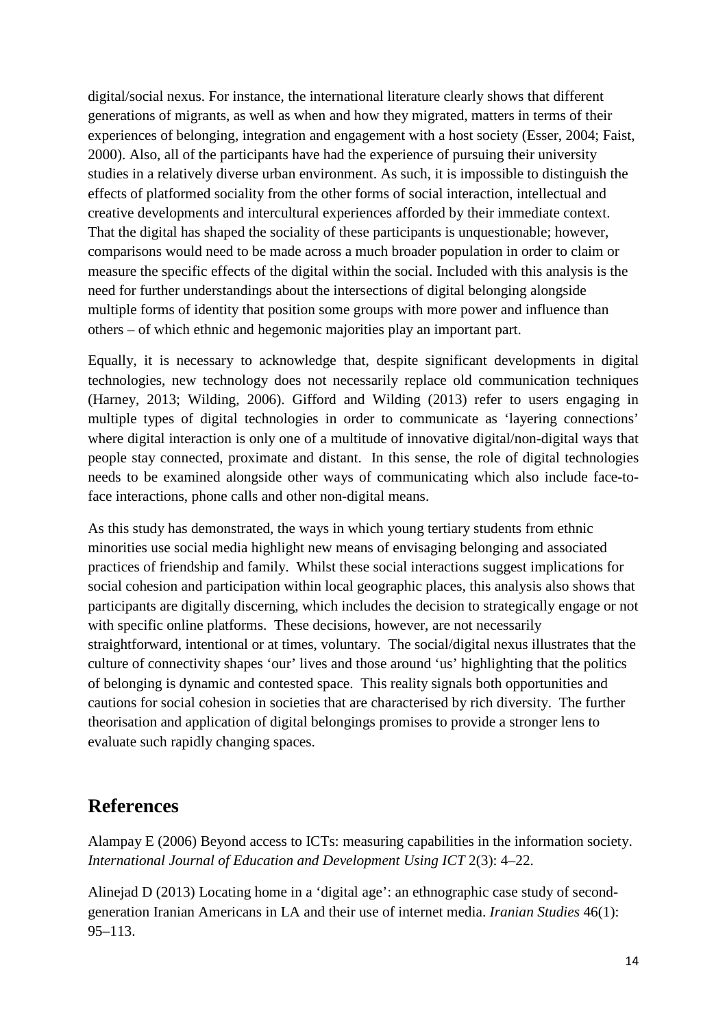digital/social nexus. For instance, the international literature clearly shows that different generations of migrants, as well as when and how they migrated, matters in terms of their experiences of belonging, integration and engagement with a host society (Esser, 2004; Faist, 2000). Also, all of the participants have had the experience of pursuing their university studies in a relatively diverse urban environment. As such, it is impossible to distinguish the effects of platformed sociality from the other forms of social interaction, intellectual and creative developments and intercultural experiences afforded by their immediate context. That the digital has shaped the sociality of these participants is unquestionable; however, comparisons would need to be made across a much broader population in order to claim or measure the specific effects of the digital within the social. Included with this analysis is the need for further understandings about the intersections of digital belonging alongside multiple forms of identity that position some groups with more power and influence than others – of which ethnic and hegemonic majorities play an important part.

Equally, it is necessary to acknowledge that, despite significant developments in digital technologies, new technology does not necessarily replace old communication techniques (Harney, 2013; Wilding, 2006). Gifford and Wilding (2013) refer to users engaging in multiple types of digital technologies in order to communicate as 'layering connections' where digital interaction is only one of a multitude of innovative digital/non-digital ways that people stay connected, proximate and distant. In this sense, the role of digital technologies needs to be examined alongside other ways of communicating which also include face-to-face interactions, phone calls and other non-digital means.

As this study has demonstrated, the ways in which young tertiary students from ethnic minorities use social media highlight new means of envisaging belonging and associated practices of friendship and family. Whilst these social interactions suggest implications for social cohesion and participation within local geographic places, this analysis also shows that participants are digitally discerning, which includes the decision to strategically engage or not with specific online platforms. These decisions, however, are not necessarily straightforward, intentional or at times, voluntary. The social/digital nexus illustrates that the culture of connectivity shapes 'our' lives and those around 'us' highlighting that the politics of belonging is dynamic and contested space. This reality signals both opportunities and cautions for social cohesion in societies that are characterised by rich diversity. The further theorisation and application of digital belongings promises to provide a stronger lens to evaluate such rapidly changing spaces.

## References

Alampay E (2006) Beyond access to ICTs: measuring capabilities in the information society. *International Journal of Education and Development Using ICT* 2(3): 4–22.

Alinejad D (2013) Locating home in a 'digital age': an ethnographic case study of second-generation Iranian Americans in LA and their use of internet media. *Iranian Studies* 46(1): 95–113.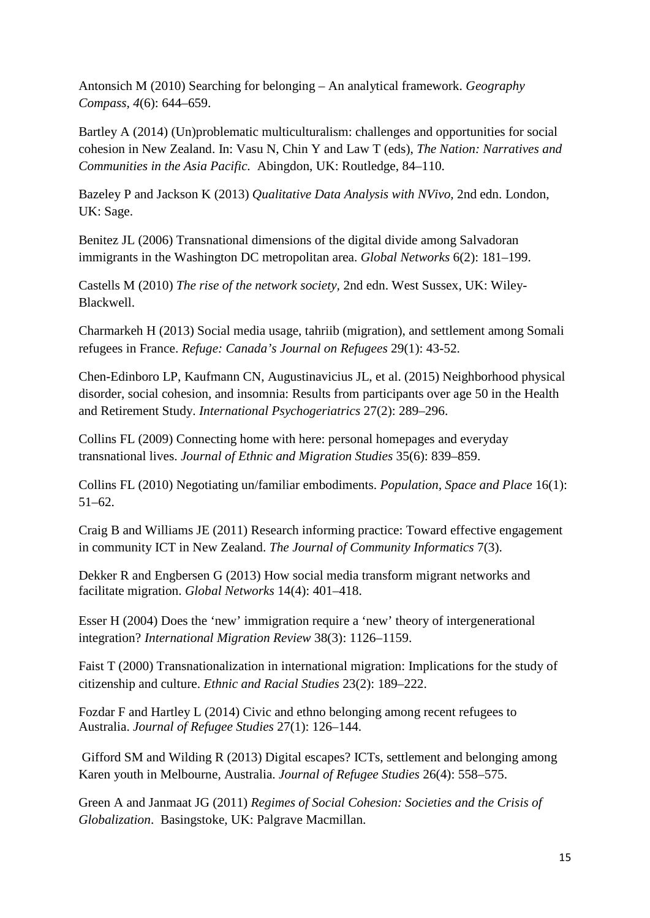Antonsich M (2010) Searching for belonging – An analytical framework. *Geography Compass, 4*(6): 644–659.

Bartley A (2014) (Un)problematic multiculturalism: challenges and opportunities for social cohesion in New Zealand. In: Vasu N, Chin Y and Law T (eds), *The Nation: Narratives and Communities in the Asia Pacific.* Abingdon, UK: Routledge, 84–110.

Bazeley P and Jackson K (2013) *Qualitative Data Analysis with NVivo*, 2nd edn. London, UK: Sage.

Benitez JL (2006) Transnational dimensions of the digital divide among Salvadoran immigrants in the Washington DC metropolitan area. *Global Networks* 6(2): 181–199.

Castells M (2010) *The rise of the network society*, 2nd edn. West Sussex, UK: Wiley-Blackwell.

Charmarkeh H (2013) Social media usage, tahriib (migration), and settlement among Somali refugees in France. *Refuge: Canada's Journal on Refugees* 29(1): 43-52.

Chen-Edinboro LP, Kaufmann CN, Augustinavicius JL, et al. (2015) Neighborhood physical disorder, social cohesion, and insomnia: Results from participants over age 50 in the Health and Retirement Study. *International Psychogeriatrics* 27(2): 289–296.

Collins FL (2009) Connecting home with here: personal homepages and everyday transnational lives. *Journal of Ethnic and Migration Studies* 35(6): 839–859.

Collins FL (2010) Negotiating un/familiar embodiments. *Population, Space and Place* 16(1): 51–62.

Craig B and Williams JE (2011) Research informing practice: Toward effective engagement in community ICT in New Zealand. *The Journal of Community Informatics* 7(3).

Dekker R and Engbersen G (2013) How social media transform migrant networks and facilitate migration. *Global Networks* 14(4): 401–418.

Esser H (2004) Does the 'new' immigration require a 'new' theory of intergenerational integration? *International Migration Review* 38(3): 1126–1159.

Faist T (2000) Transnationalization in international migration: Implications for the study of citizenship and culture. *Ethnic and Racial Studies* 23(2): 189–222.

Fozdar F and Hartley L (2014) Civic and ethno belonging among recent refugees to Australia. *Journal of Refugee Studies* 27(1): 126–144.

Gifford SM and Wilding R (2013) Digital escapes? ICTs, settlement and belonging among Karen youth in Melbourne, Australia. *Journal of Refugee Studies* 26(4): 558–575.

Green A and Janmaat JG (2011) *Regimes of Social Cohesion: Societies and the Crisis of Globalization*. Basingstoke, UK: Palgrave Macmillan.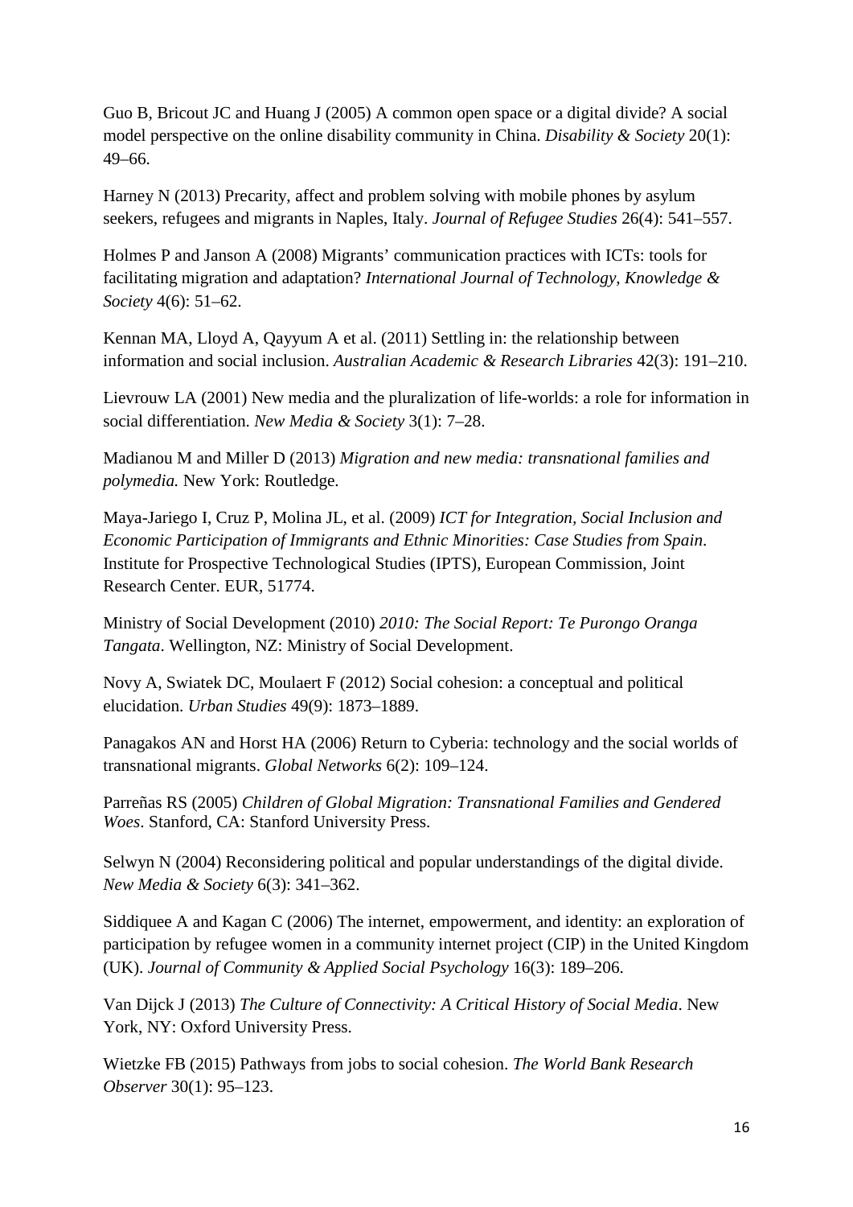Guo B, Bricout JC and Huang J (2005) A common open space or a digital divide? A social model perspective on the online disability community in China. *Disability & Society* 20(1): 49–66.

Harney N (2013) Precarity, affect and problem solving with mobile phones by asylum seekers, refugees and migrants in Naples, Italy. *Journal of Refugee Studies* 26(4): 541–557.

Holmes P and Janson A (2008) Migrants' communication practices with ICTs: tools for facilitating migration and adaptation? *International Journal of Technology, Knowledge & Society* 4(6): 51–62.

Kennan MA, Lloyd A, Qayyum A et al. (2011) Settling in: the relationship between information and social inclusion. *Australian Academic & Research Libraries* 42(3): 191–210.

Lievrouw LA (2001) New media and the pluralization of life-worlds: a role for information in social differentiation. *New Media & Society* 3(1): 7–28.

Madianou M and Miller D (2013) *Migration and new media: transnational families and polymedia.* New York: Routledge.

Maya-Jariego I, Cruz P, Molina JL, et al. (2009) *ICT for Integration, Social Inclusion and Economic Participation of Immigrants and Ethnic Minorities: Case Studies from Spain*. Institute for Prospective Technological Studies (IPTS), European Commission, Joint Research Center. EUR, 51774.

Ministry of Social Development (2010) *2010: The Social Report: Te Purongo Oranga Tangata*. Wellington, NZ: Ministry of Social Development.

Novy A, Swiatek DC, Moulaert F (2012) Social cohesion: a conceptual and political elucidation. *Urban Studies* 49(9): 1873–1889.

Panagakos AN and Horst HA (2006) Return to Cyberia: technology and the social worlds of transnational migrants. *Global Networks* 6(2): 109–124.

Parreñas RS (2005) *Children of Global Migration: Transnational Families and Gendered Woes*. Stanford, CA: Stanford University Press.

Selwyn N (2004) Reconsidering political and popular understandings of the digital divide. *New Media & Society* 6(3): 341–362.

Siddiquee A and Kagan C (2006) The internet, empowerment, and identity: an exploration of participation by refugee women in a community internet project (CIP) in the United Kingdom (UK). *Journal of Community & Applied Social Psychology* 16(3): 189–206.

Van Dijck J (2013) *The Culture of Connectivity: A Critical History of Social Media*. New York, NY: Oxford University Press.

Wietzke FB (2015) Pathways from jobs to social cohesion. *The World Bank Research Observer* 30(1): 95–123.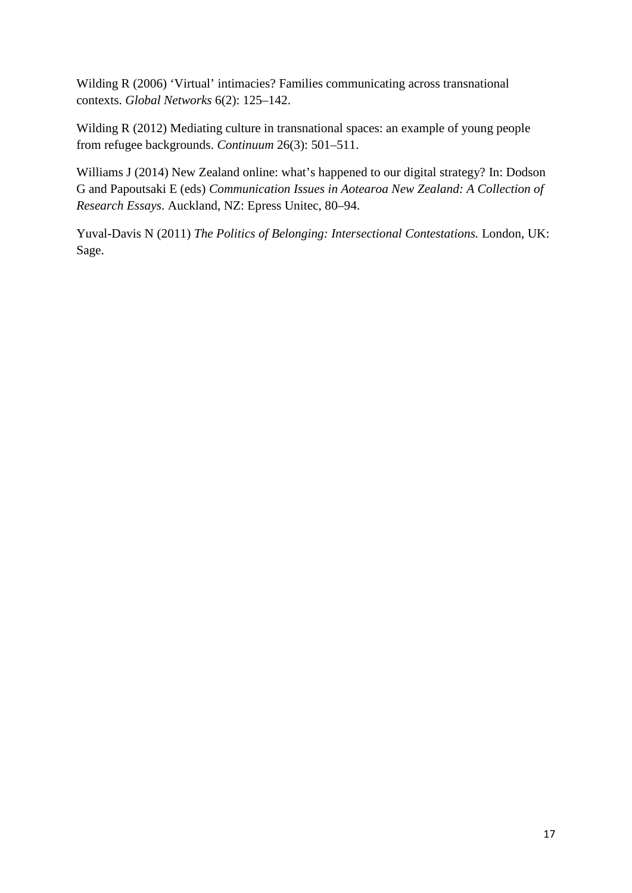Wilding R (2006) 'Virtual' intimacies? Families communicating across transnational contexts. *Global Networks* 6(2): 125–142.

Wilding R (2012) Mediating culture in transnational spaces: an example of young people from refugee backgrounds. *Continuum* 26(3): 501–511.

Williams J (2014) New Zealand online: what's happened to our digital strategy? In: Dodson G and Papoutsaki E (eds) *Communication Issues in Aotearoa New Zealand: A Collection of Research Essays*. Auckland, NZ: Epress Unitec, 80–94.

Yuval-Davis N (2011) *The Politics of Belonging: Intersectional Contestations.* London, UK: Sage.